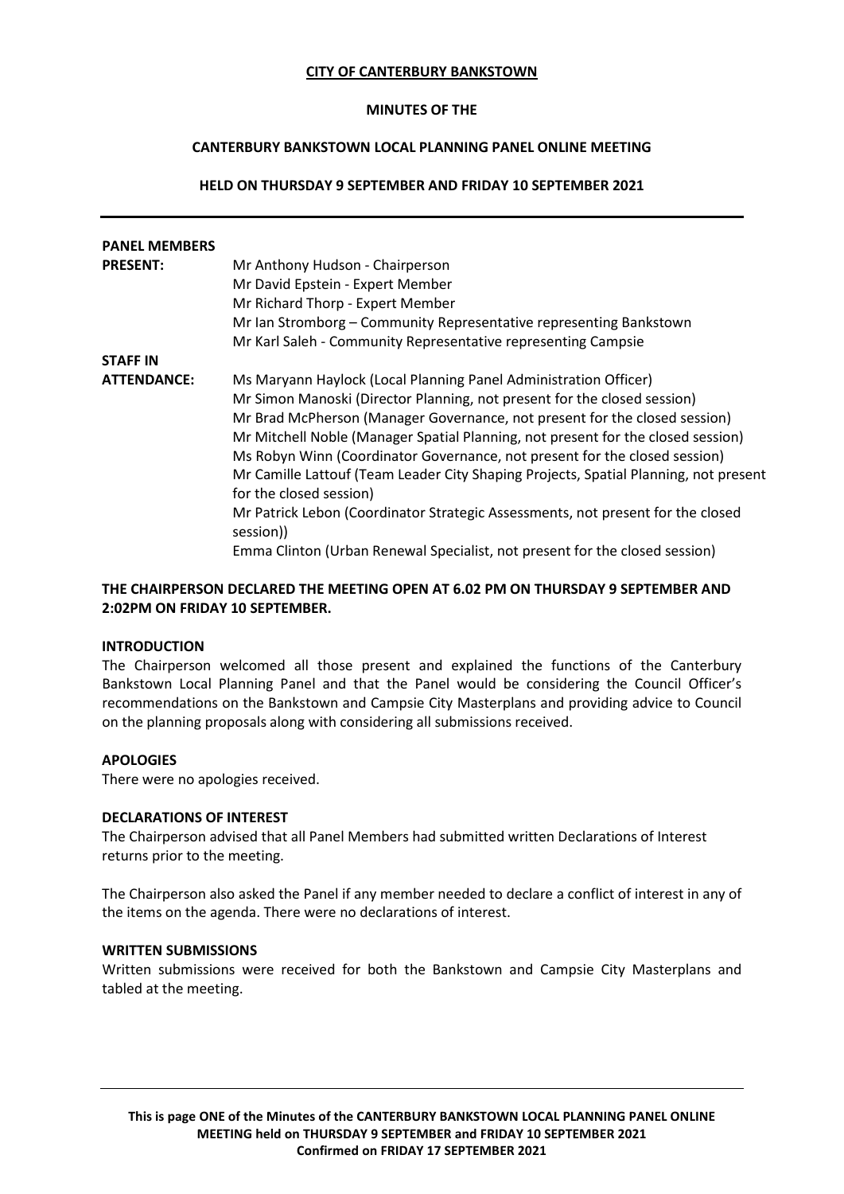**CITY OF CANTERBURY BANKSTOWN**

**MINUTES OF THE**

**CANTERBURY BANKSTOWN LOCAL PLANNING PANEL ONLINE MEETING**

**HELD ON THURSDAY 9 SEPTEMBER AND FRIDAY 10 SEPTEMBER 2021**

---

| **PANEL MEMBERS PRESENT:** | Mr Anthony Hudson - Chairperson<br>Mr David Epstein - Expert Member<br>Mr Richard Thorp - Expert Member<br>Mr Ian Stromborg – Community Representative representing Bankstown<br>Mr Karl Saleh - Community Representative representing Campsie |
|---|---|
| **STAFF IN ATTENDANCE:** | Ms Maryann Haylock (Local Planning Panel Administration Officer)<br>Mr Simon Manoski (Director Planning, not present for the closed session)<br>Mr Brad McPherson (Manager Governance, not present for the closed session)<br>Mr Mitchell Noble (Manager Spatial Planning, not present for the closed session)<br>Ms Robyn Winn (Coordinator Governance, not present for the closed session)<br>Mr Camille Lattouf (Team Leader City Shaping Projects, Spatial Planning, not present for the closed session)<br>Mr Patrick Lebon (Coordinator Strategic Assessments, not present for the closed session))<br>Emma Clinton (Urban Renewal Specialist, not present for the closed session) |

**THE CHAIRPERSON DECLARED THE MEETING OPEN AT 6.02 PM ON THURSDAY 9 SEPTEMBER AND 2:02PM ON FRIDAY 10 SEPTEMBER.**

**INTRODUCTION**

The Chairperson welcomed all those present and explained the functions of the Canterbury Bankstown Local Planning Panel and that the Panel would be considering the Council Officer's recommendations on the Bankstown and Campsie City Masterplans and providing advice to Council on the planning proposals along with considering all submissions received.

**APOLOGIES**

There were no apologies received.

**DECLARATIONS OF INTEREST**

The Chairperson advised that all Panel Members had submitted written Declarations of Interest returns prior to the meeting.

The Chairperson also asked the Panel if any member needed to declare a conflict of interest in any of the items on the agenda. There were no declarations of interest.

**WRITTEN SUBMISSIONS**

Written submissions were received for both the Bankstown and Campsie City Masterplans and tabled at the meeting.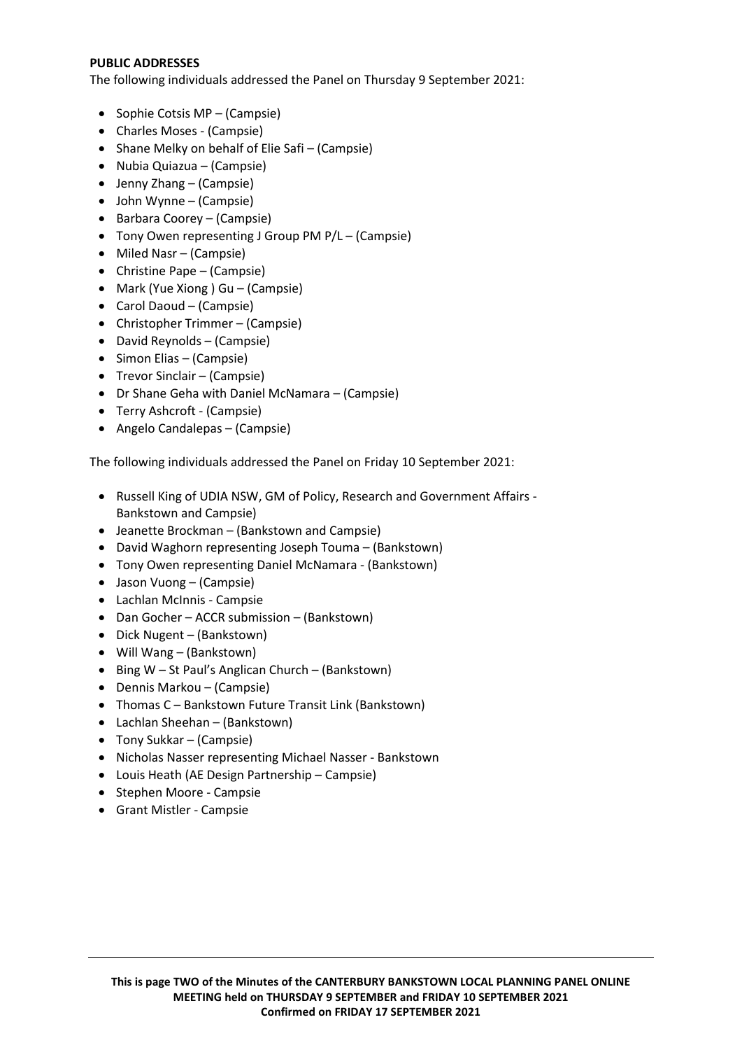**PUBLIC ADDRESSES**

The following individuals addressed the Panel on Thursday 9 September 2021:

- Sophie Cotsis MP – (Campsie)
- Charles Moses - (Campsie)
- Shane Melky on behalf of Elie Safi – (Campsie)
- Nubia Quiazua – (Campsie)
- Jenny Zhang – (Campsie)
- John Wynne – (Campsie)
- Barbara Coorey – (Campsie)
- Tony Owen representing J Group PM P/L – (Campsie)
- Miled Nasr – (Campsie)
- Christine Pape – (Campsie)
- Mark (Yue Xiong ) Gu – (Campsie)
- Carol Daoud – (Campsie)
- Christopher Trimmer – (Campsie)
- David Reynolds – (Campsie)
- Simon Elias – (Campsie)
- Trevor Sinclair – (Campsie)
- Dr Shane Geha with Daniel McNamara – (Campsie)
- Terry Ashcroft - (Campsie)
- Angelo Candalepas – (Campsie)

The following individuals addressed the Panel on Friday 10 September 2021:

- Russell King of UDIA NSW, GM of Policy, Research and Government Affairs - Bankstown and Campsie)
- Jeanette Brockman – (Bankstown and Campsie)
- David Waghorn representing Joseph Touma – (Bankstown)
- Tony Owen representing Daniel McNamara - (Bankstown)
- Jason Vuong – (Campsie)
- Lachlan McInnis - Campsie
- Dan Gocher – ACCR submission – (Bankstown)
- Dick Nugent – (Bankstown)
- Will Wang – (Bankstown)
- Bing W – St Paul's Anglican Church – (Bankstown)
- Dennis Markou – (Campsie)
- Thomas C – Bankstown Future Transit Link (Bankstown)
- Lachlan Sheehan – (Bankstown)
- Tony Sukkar – (Campsie)
- Nicholas Nasser representing Michael Nasser - Bankstown
- Louis Heath (AE Design Partnership – Campsie)
- Stephen Moore - Campsie
- Grant Mistler - Campsie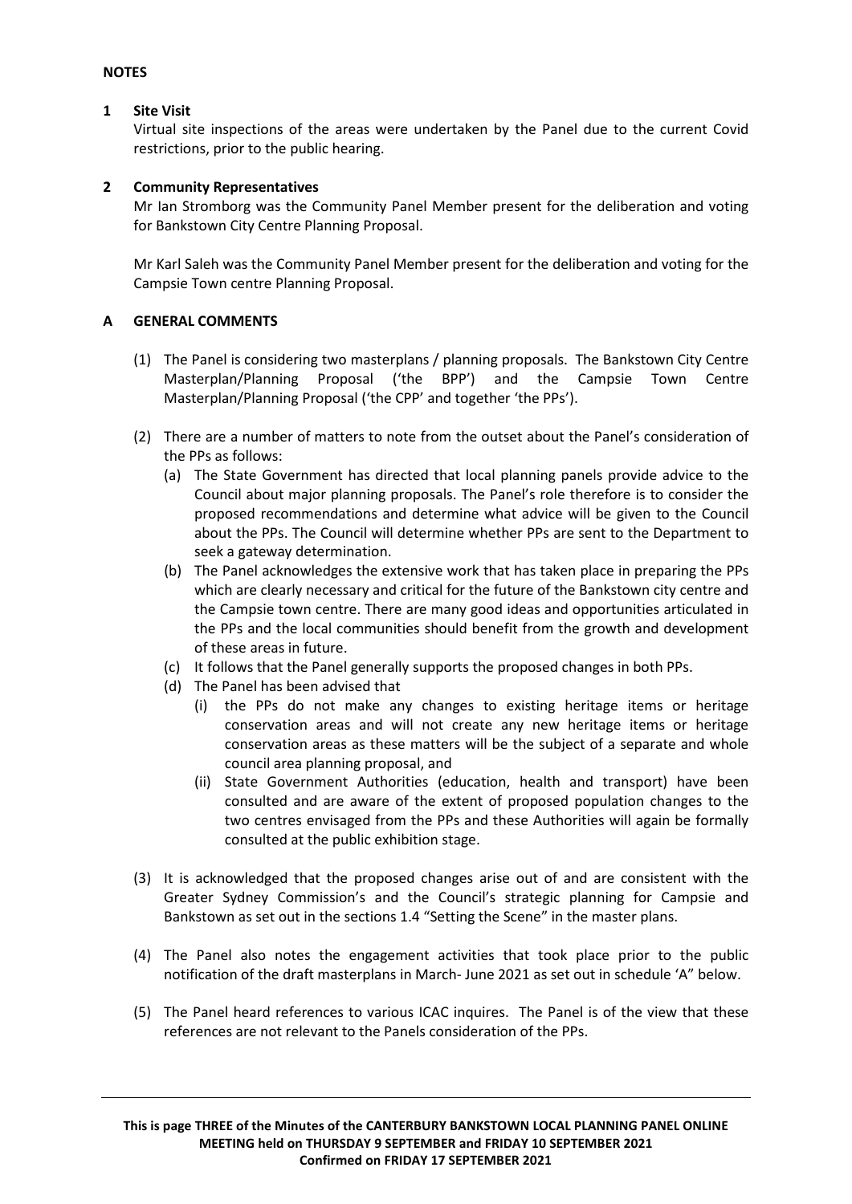**NOTES**

**1 Site Visit**

Virtual site inspections of the areas were undertaken by the Panel due to the current Covid restrictions, prior to the public hearing.

**2 Community Representatives**

Mr Ian Stromborg was the Community Panel Member present for the deliberation and voting for Bankstown City Centre Planning Proposal.

Mr Karl Saleh was the Community Panel Member present for the deliberation and voting for the Campsie Town centre Planning Proposal.

**A GENERAL COMMENTS**

(1) The Panel is considering two masterplans / planning proposals. The Bankstown City Centre Masterplan/Planning Proposal ('the BPP') and the Campsie Town Centre Masterplan/Planning Proposal ('the CPP' and together 'the PPs').

(2) There are a number of matters to note from the outset about the Panel's consideration of the PPs as follows:

   (a) The State Government has directed that local planning panels provide advice to the Council about major planning proposals. The Panel's role therefore is to consider the proposed recommendations and determine what advice will be given to the Council about the PPs. The Council will determine whether PPs are sent to the Department to seek a gateway determination.

   (b) The Panel acknowledges the extensive work that has taken place in preparing the PPs which are clearly necessary and critical for the future of the Bankstown city centre and the Campsie town centre. There are many good ideas and opportunities articulated in the PPs and the local communities should benefit from the growth and development of these areas in future.

   (c) It follows that the Panel generally supports the proposed changes in both PPs.

   (d) The Panel has been advised that

      (i) the PPs do not make any changes to existing heritage items or heritage conservation areas and will not create any new heritage items or heritage conservation areas as these matters will be the subject of a separate and whole council area planning proposal, and

      (ii) State Government Authorities (education, health and transport) have been consulted and are aware of the extent of proposed population changes to the two centres envisaged from the PPs and these Authorities will again be formally consulted at the public exhibition stage.

(3) It is acknowledged that the proposed changes arise out of and are consistent with the Greater Sydney Commission's and the Council's strategic planning for Campsie and Bankstown as set out in the sections 1.4 "Setting the Scene" in the master plans.

(4) The Panel also notes the engagement activities that took place prior to the public notification of the draft masterplans in March- June 2021 as set out in schedule 'A" below.

(5) The Panel heard references to various ICAC inquires. The Panel is of the view that these references are not relevant to the Panels consideration of the PPs.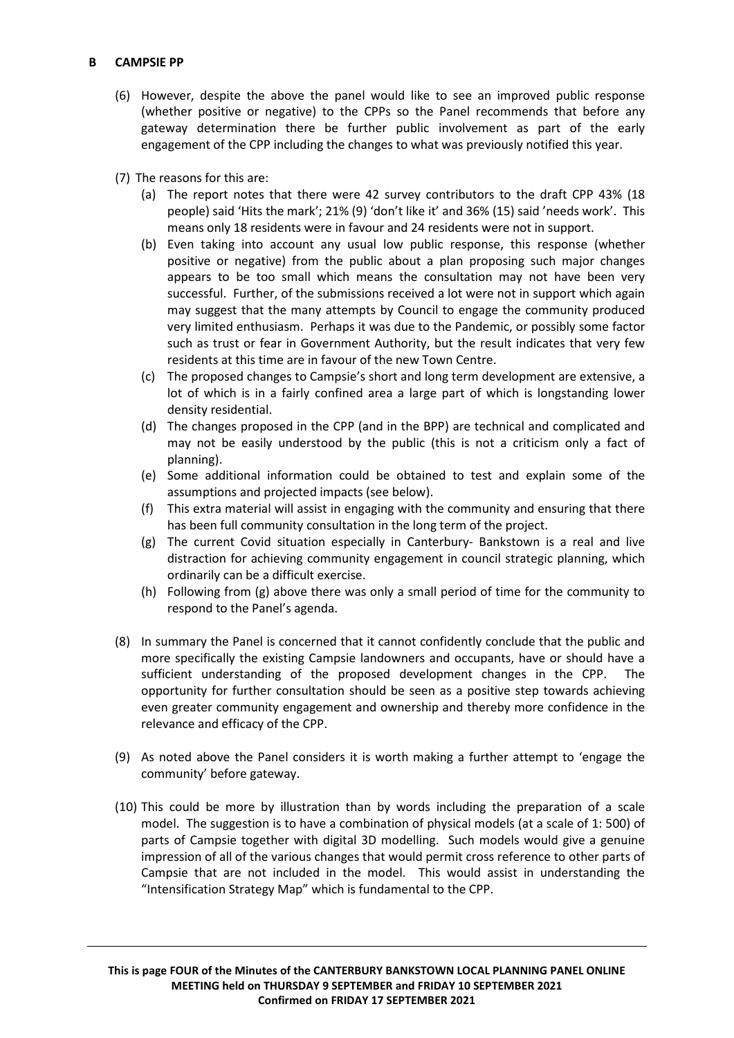**B CAMPSIE PP**

(6) However, despite the above the panel would like to see an improved public response (whether positive or negative) to the CPPs so the Panel recommends that before any gateway determination there be further public involvement as part of the early engagement of the CPP including the changes to what was previously notified this year.

(7) The reasons for this are:

  (a) The report notes that there were 42 survey contributors to the draft CPP 43% (18 people) said 'Hits the mark'; 21% (9) 'don't like it' and 36% (15) said 'needs work'. This means only 18 residents were in favour and 24 residents were not in support.

  (b) Even taking into account any usual low public response, this response (whether positive or negative) from the public about a plan proposing such major changes appears to be too small which means the consultation may not have been very successful. Further, of the submissions received a lot were not in support which again may suggest that the many attempts by Council to engage the community produced very limited enthusiasm. Perhaps it was due to the Pandemic, or possibly some factor such as trust or fear in Government Authority, but the result indicates that very few residents at this time are in favour of the new Town Centre.

  (c) The proposed changes to Campsie's short and long term development are extensive, a lot of which is in a fairly confined area a large part of which is longstanding lower density residential.

  (d) The changes proposed in the CPP (and in the BPP) are technical and complicated and may not be easily understood by the public (this is not a criticism only a fact of planning).

  (e) Some additional information could be obtained to test and explain some of the assumptions and projected impacts (see below).

  (f) This extra material will assist in engaging with the community and ensuring that there has been full community consultation in the long term of the project.

  (g) The current Covid situation especially in Canterbury- Bankstown is a real and live distraction for achieving community engagement in council strategic planning, which ordinarily can be a difficult exercise.

  (h) Following from (g) above there was only a small period of time for the community to respond to the Panel's agenda.

(8) In summary the Panel is concerned that it cannot confidently conclude that the public and more specifically the existing Campsie landowners and occupants, have or should have a sufficient understanding of the proposed development changes in the CPP. The opportunity for further consultation should be seen as a positive step towards achieving even greater community engagement and ownership and thereby more confidence in the relevance and efficacy of the CPP.

(9) As noted above the Panel considers it is worth making a further attempt to 'engage the community' before gateway.

(10) This could be more by illustration than by words including the preparation of a scale model. The suggestion is to have a combination of physical models (at a scale of 1: 500) of parts of Campsie together with digital 3D modelling. Such models would give a genuine impression of all of the various changes that would permit cross reference to other parts of Campsie that are not included in the model. This would assist in understanding the "Intensification Strategy Map" which is fundamental to the CPP.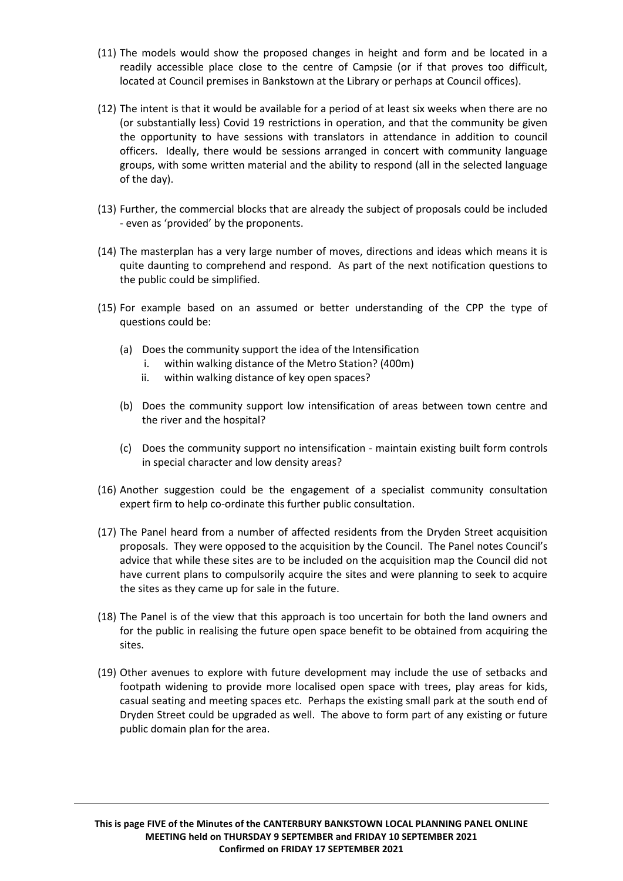(11) The models would show the proposed changes in height and form and be located in a readily accessible place close to the centre of Campsie (or if that proves too difficult, located at Council premises in Bankstown at the Library or perhaps at Council offices).

(12) The intent is that it would be available for a period of at least six weeks when there are no (or substantially less) Covid 19 restrictions in operation, and that the community be given the opportunity to have sessions with translators in attendance in addition to council officers. Ideally, there would be sessions arranged in concert with community language groups, with some written material and the ability to respond (all in the selected language of the day).

(13) Further, the commercial blocks that are already the subject of proposals could be included - even as 'provided' by the proponents.

(14) The masterplan has a very large number of moves, directions and ideas which means it is quite daunting to comprehend and respond. As part of the next notification questions to the public could be simplified.

(15) For example based on an assumed or better understanding of the CPP the type of questions could be:

  (a) Does the community support the idea of the Intensification
    i. within walking distance of the Metro Station? (400m)
    ii. within walking distance of key open spaces?

  (b) Does the community support low intensification of areas between town centre and the river and the hospital?

  (c) Does the community support no intensification - maintain existing built form controls in special character and low density areas?

(16) Another suggestion could be the engagement of a specialist community consultation expert firm to help co-ordinate this further public consultation.

(17) The Panel heard from a number of affected residents from the Dryden Street acquisition proposals. They were opposed to the acquisition by the Council. The Panel notes Council's advice that while these sites are to be included on the acquisition map the Council did not have current plans to compulsorily acquire the sites and were planning to seek to acquire the sites as they came up for sale in the future.

(18) The Panel is of the view that this approach is too uncertain for both the land owners and for the public in realising the future open space benefit to be obtained from acquiring the sites.

(19) Other avenues to explore with future development may include the use of setbacks and footpath widening to provide more localised open space with trees, play areas for kids, casual seating and meeting spaces etc. Perhaps the existing small park at the south end of Dryden Street could be upgraded as well. The above to form part of any existing or future public domain plan for the area.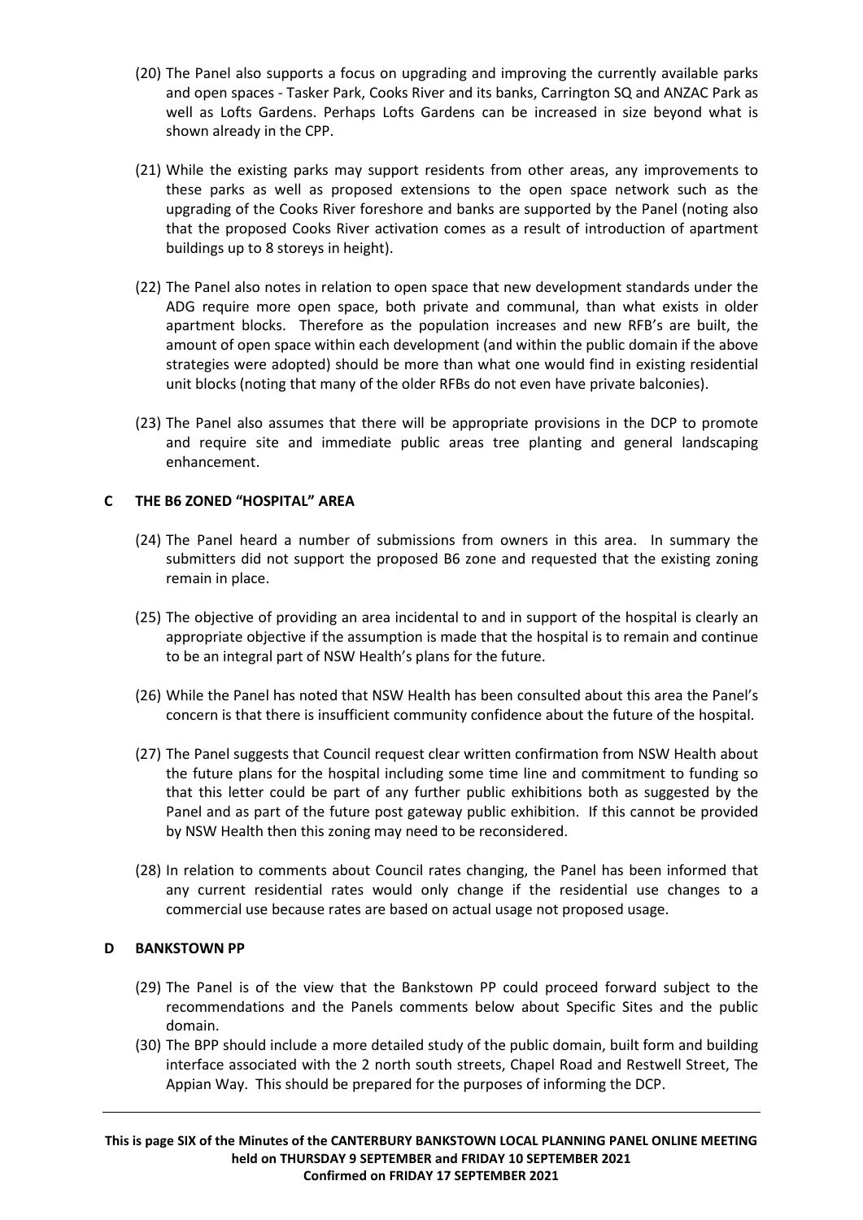(20) The Panel also supports a focus on upgrading and improving the currently available parks and open spaces - Tasker Park, Cooks River and its banks, Carrington SQ and ANZAC Park as well as Lofts Gardens. Perhaps Lofts Gardens can be increased in size beyond what is shown already in the CPP.

(21) While the existing parks may support residents from other areas, any improvements to these parks as well as proposed extensions to the open space network such as the upgrading of the Cooks River foreshore and banks are supported by the Panel (noting also that the proposed Cooks River activation comes as a result of introduction of apartment buildings up to 8 storeys in height).

(22) The Panel also notes in relation to open space that new development standards under the ADG require more open space, both private and communal, than what exists in older apartment blocks. Therefore as the population increases and new RFB's are built, the amount of open space within each development (and within the public domain if the above strategies were adopted) should be more than what one would find in existing residential unit blocks (noting that many of the older RFBs do not even have private balconies).

(23) The Panel also assumes that there will be appropriate provisions in the DCP to promote and require site and immediate public areas tree planting and general landscaping enhancement.

## C THE B6 ZONED "HOSPITAL" AREA

(24) The Panel heard a number of submissions from owners in this area. In summary the submitters did not support the proposed B6 zone and requested that the existing zoning remain in place.

(25) The objective of providing an area incidental to and in support of the hospital is clearly an appropriate objective if the assumption is made that the hospital is to remain and continue to be an integral part of NSW Health's plans for the future.

(26) While the Panel has noted that NSW Health has been consulted about this area the Panel's concern is that there is insufficient community confidence about the future of the hospital.

(27) The Panel suggests that Council request clear written confirmation from NSW Health about the future plans for the hospital including some time line and commitment to funding so that this letter could be part of any further public exhibitions both as suggested by the Panel and as part of the future post gateway public exhibition. If this cannot be provided by NSW Health then this zoning may need to be reconsidered.

(28) In relation to comments about Council rates changing, the Panel has been informed that any current residential rates would only change if the residential use changes to a commercial use because rates are based on actual usage not proposed usage.

## D BANKSTOWN PP

(29) The Panel is of the view that the Bankstown PP could proceed forward subject to the recommendations and the Panels comments below about Specific Sites and the public domain.

(30) The BPP should include a more detailed study of the public domain, built form and building interface associated with the 2 north south streets, Chapel Road and Restwell Street, The Appian Way. This should be prepared for the purposes of informing the DCP.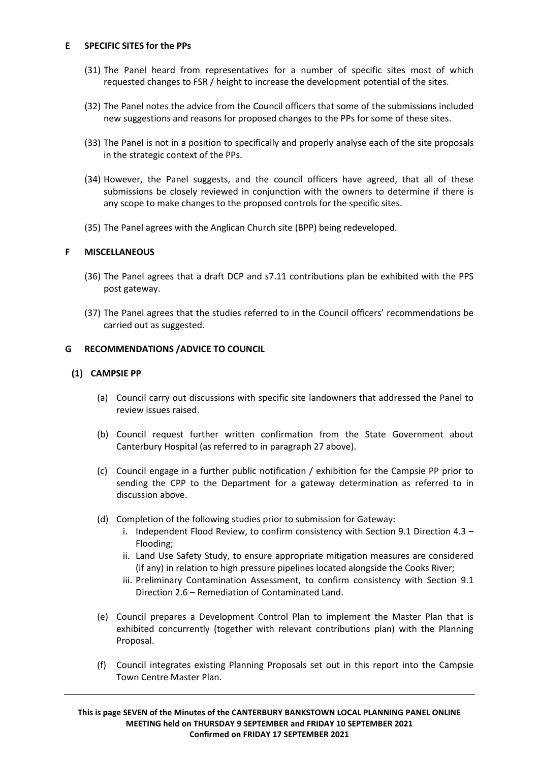## E SPECIFIC SITES for the PPs

(31) The Panel heard from representatives for a number of specific sites most of which requested changes to FSR / height to increase the development potential of the sites.

(32) The Panel notes the advice from the Council officers that some of the submissions included new suggestions and reasons for proposed changes to the PPs for some of these sites.

(33) The Panel is not in a position to specifically and properly analyse each of the site proposals in the strategic context of the PPs.

(34) However, the Panel suggests, and the council officers have agreed, that all of these submissions be closely reviewed in conjunction with the owners to determine if there is any scope to make changes to the proposed controls for the specific sites.

(35) The Panel agrees with the Anglican Church site (BPP) being redeveloped.

## F MISCELLANEOUS

(36) The Panel agrees that a draft DCP and s7.11 contributions plan be exhibited with the PPS post gateway.

(37) The Panel agrees that the studies referred to in the Council officers' recommendations be carried out as suggested.

## G RECOMMENDATIONS /ADVICE TO COUNCIL

### (1) CAMPSIE PP

(a) Council carry out discussions with specific site landowners that addressed the Panel to review issues raised.

(b) Council request further written confirmation from the State Government about Canterbury Hospital (as referred to in paragraph 27 above).

(c) Council engage in a further public notification / exhibition for the Campsie PP prior to sending the CPP to the Department for a gateway determination as referred to in discussion above.

(d) Completion of the following studies prior to submission for Gateway:
   i. Independent Flood Review, to confirm consistency with Section 9.1 Direction 4.3 – Flooding;
   ii. Land Use Safety Study, to ensure appropriate mitigation measures are considered (if any) in relation to high pressure pipelines located alongside the Cooks River;
   iii. Preliminary Contamination Assessment, to confirm consistency with Section 9.1 Direction 2.6 – Remediation of Contaminated Land.

(e) Council prepares a Development Control Plan to implement the Master Plan that is exhibited concurrently (together with relevant contributions plan) with the Planning Proposal.

(f) Council integrates existing Planning Proposals set out in this report into the Campsie Town Centre Master Plan.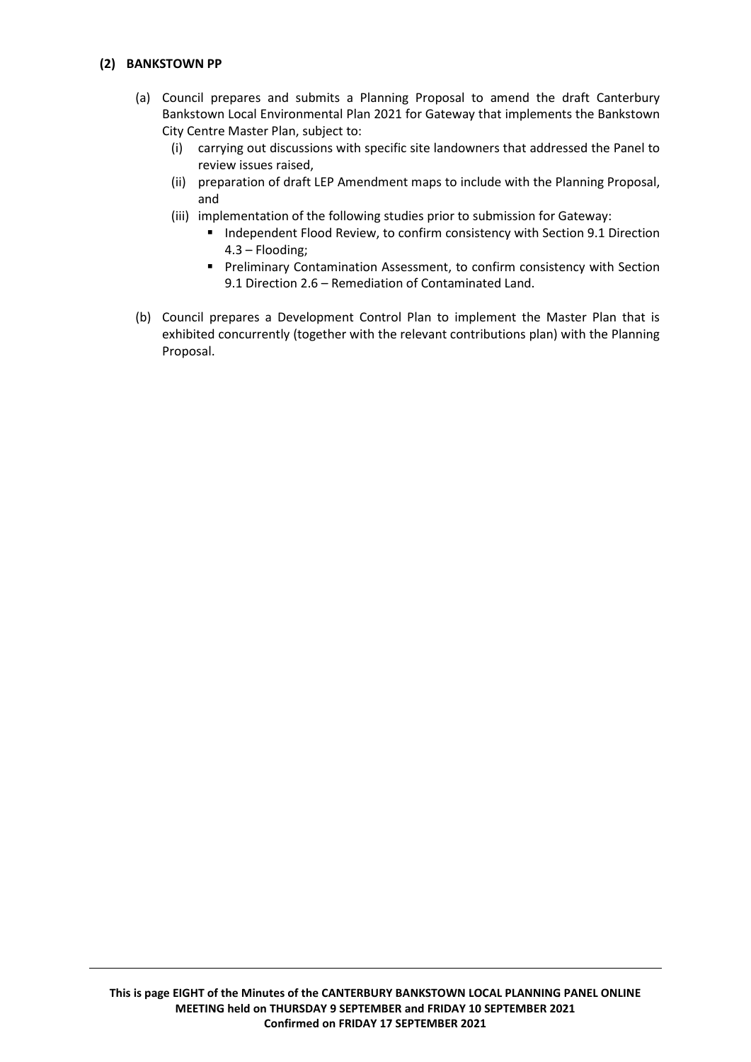**(2) BANKSTOWN PP**

(a) Council prepares and submits a Planning Proposal to amend the draft Canterbury Bankstown Local Environmental Plan 2021 for Gateway that implements the Bankstown City Centre Master Plan, subject to:

  (i) carrying out discussions with specific site landowners that addressed the Panel to review issues raised,

  (ii) preparation of draft LEP Amendment maps to include with the Planning Proposal, and

  (iii) implementation of the following studies prior to submission for Gateway:

  - Independent Flood Review, to confirm consistency with Section 9.1 Direction 4.3 – Flooding;
  - Preliminary Contamination Assessment, to confirm consistency with Section 9.1 Direction 2.6 – Remediation of Contaminated Land.

(b) Council prepares a Development Control Plan to implement the Master Plan that is exhibited concurrently (together with the relevant contributions plan) with the Planning Proposal.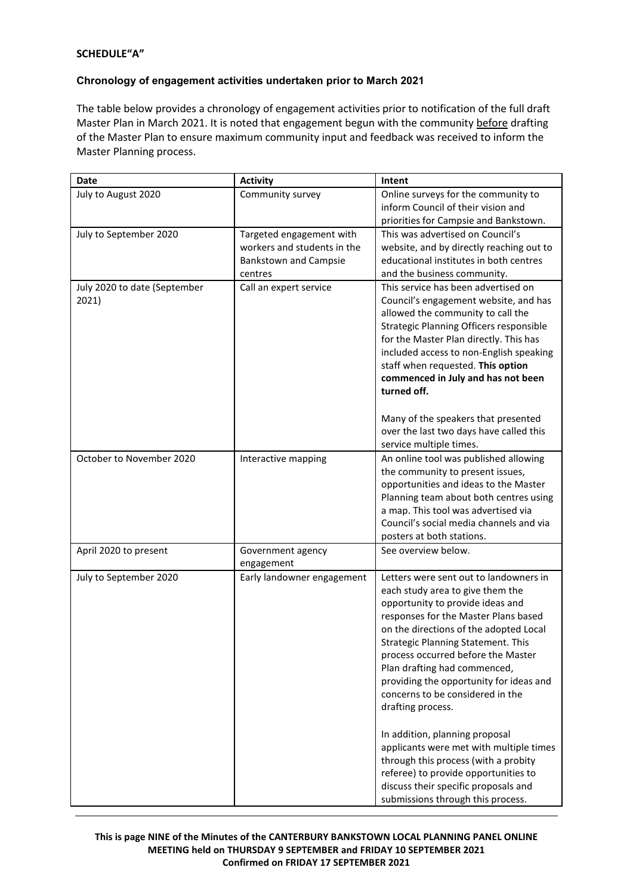**SCHEDULE"A"**

**Chronology of engagement activities undertaken prior to March 2021**

The table below provides a chronology of engagement activities prior to notification of the full draft Master Plan in March 2021. It is noted that engagement begun with the community before drafting of the Master Plan to ensure maximum community input and feedback was received to inform the Master Planning process.

| Date | Activity | Intent |
|---|---|---|
| July to August 2020 | Community survey | Online surveys for the community to inform Council of their vision and priorities for Campsie and Bankstown. |
| July to September 2020 | Targeted engagement with workers and students in the Bankstown and Campsie centres | This was advertised on Council's website, and by directly reaching out to educational institutes in both centres and the business community. |
| July 2020 to date (September 2021) | Call an expert service | This service has been advertised on Council's engagement website, and has allowed the community to call the Strategic Planning Officers responsible for the Master Plan directly. This has included access to non-English speaking staff when requested. **This option commenced in July and has not been turned off.**<br><br>Many of the speakers that presented over the last two days have called this service multiple times. |
| October to November 2020 | Interactive mapping | An online tool was published allowing the community to present issues, opportunities and ideas to the Master Planning team about both centres using a map. This tool was advertised via Council's social media channels and via posters at both stations. |
| April 2020 to present | Government agency engagement | See overview below. |
| July to September 2020 | Early landowner engagement | Letters were sent out to landowners in each study area to give them the opportunity to provide ideas and responses for the Master Plans based on the directions of the adopted Local Strategic Planning Statement. This process occurred before the Master Plan drafting had commenced, providing the opportunity for ideas and concerns to be considered in the drafting process.<br><br>In addition, planning proposal applicants were met with multiple times through this process (with a probity referee) to provide opportunities to discuss their specific proposals and submissions through this process. |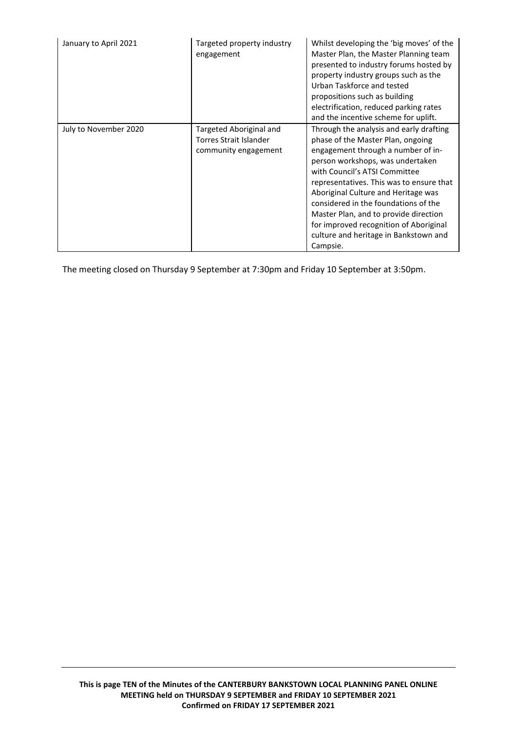| | | |
|---|---|---|
| January to April 2021 | Targeted property industry engagement | Whilst developing the 'big moves' of the Master Plan, the Master Planning team presented to industry forums hosted by property industry groups such as the Urban Taskforce and tested propositions such as building electrification, reduced parking rates and the incentive scheme for uplift. |
| July to November 2020 | Targeted Aboriginal and Torres Strait Islander community engagement | Through the analysis and early drafting phase of the Master Plan, ongoing engagement through a number of in-person workshops, was undertaken with Council's ATSI Committee representatives. This was to ensure that Aboriginal Culture and Heritage was considered in the foundations of the Master Plan, and to provide direction for improved recognition of Aboriginal culture and heritage in Bankstown and Campsie. |

The meeting closed on Thursday 9 September at 7:30pm and Friday 10 September at 3:50pm.

**This is page TEN of the Minutes of the CANTERBURY BANKSTOWN LOCAL PLANNING PANEL ONLINE MEETING held on THURSDAY 9 SEPTEMBER and FRIDAY 10 SEPTEMBER 2021**
**Confirmed on FRIDAY 17 SEPTEMBER 2021**